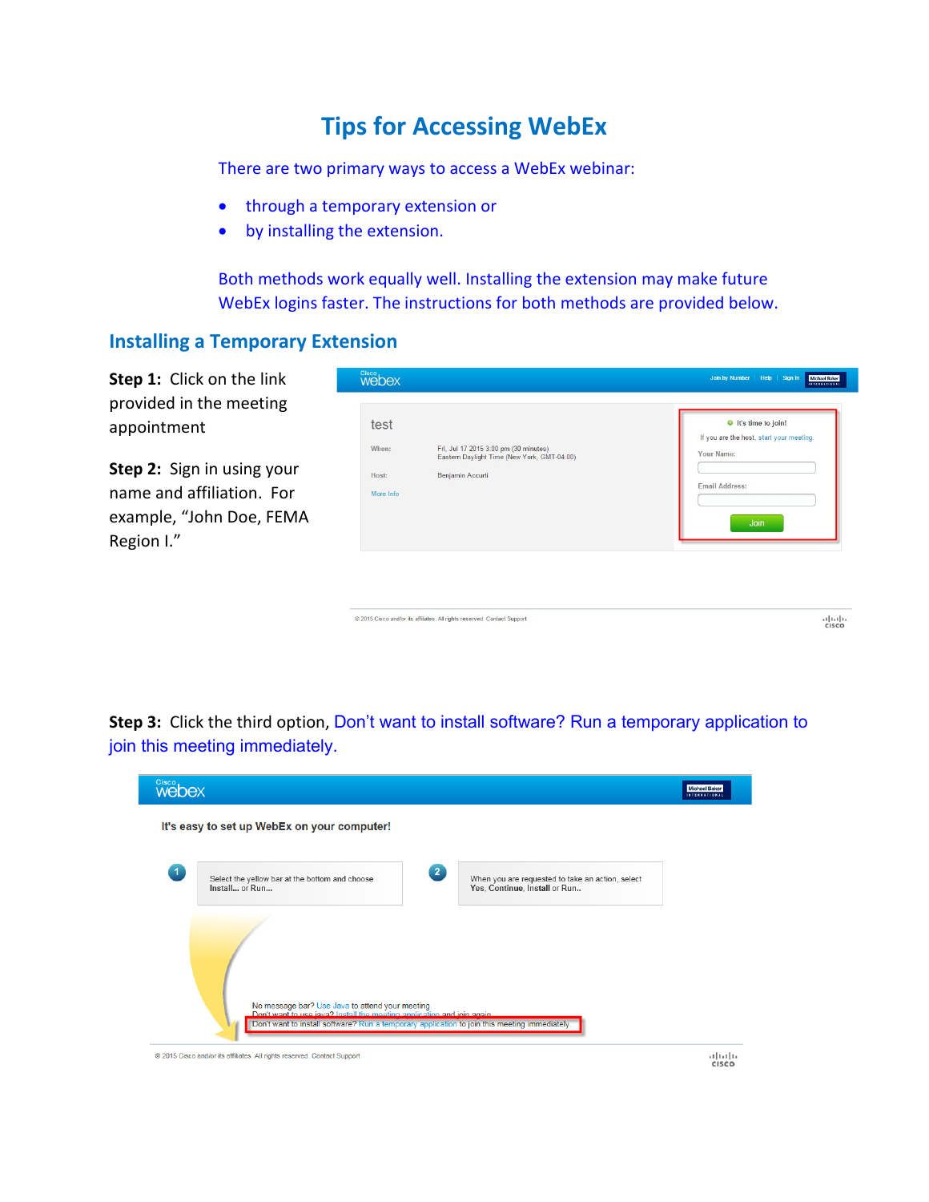# Tips for Accessing WebEx

There are two primary ways to access a WebEx webinar:

- through a temporary extension or
- by installing the extension.

Both methods work equally well. Installing the extension may make future WebEx logins faster. The instructions for both methods are provided below.

## Installing a Temporary Extension

**Step 1:** Click on the link provided in the meeting appointment

**Step 2:** Sign in using your name and affiliation. For example, "John Doe, FEMA Region I."

**Step 3:** Click the third option, Don't want to install software? Run a temporary application to join this meeting immediately.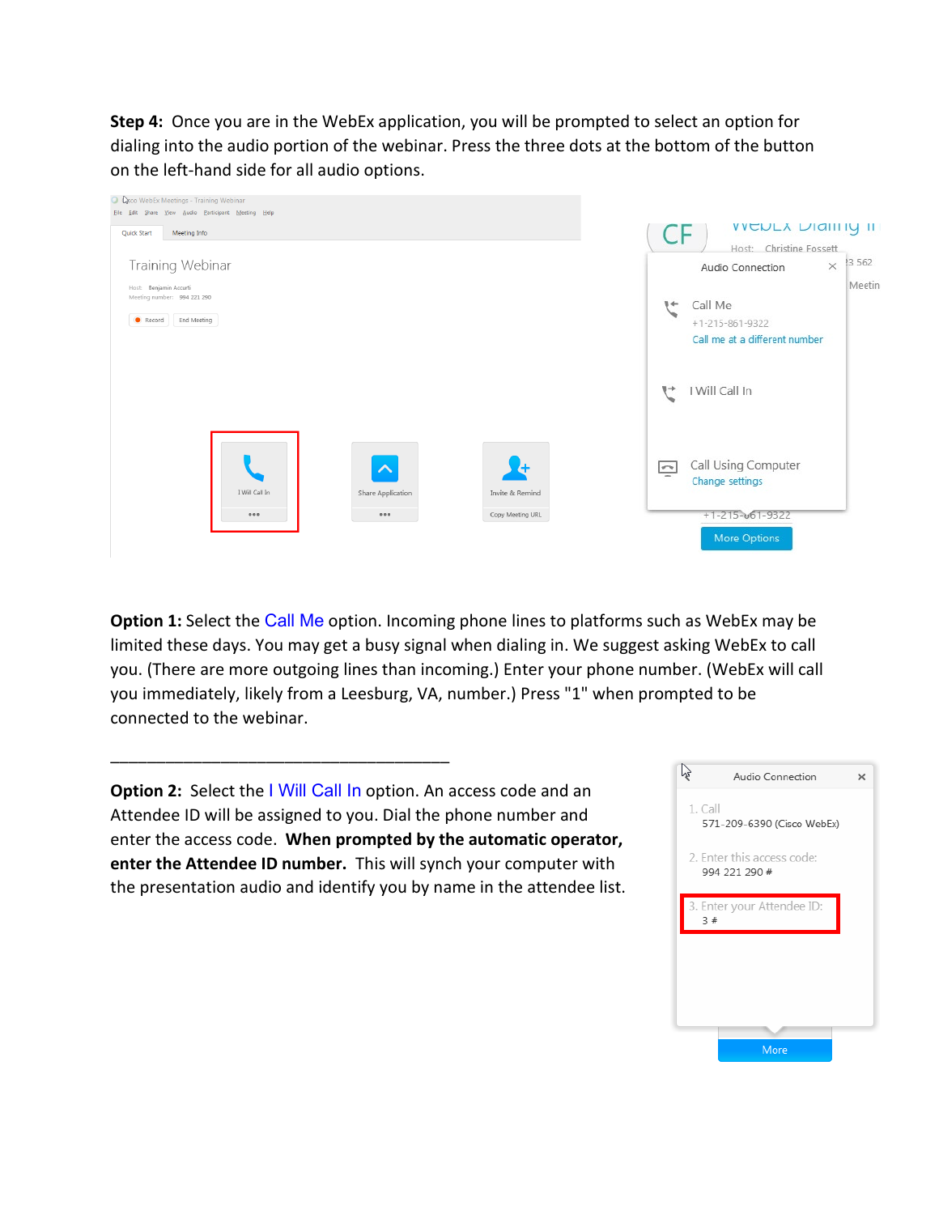**Step 4:** Once you are in the WebEx application, you will be prompted to select an option for dialing into the audio portion of the webinar. Press the three dots at the bottom of the button on the left-hand side for all audio options.

**Option 1:** Select the Call Me option. Incoming phone lines to platforms such as WebEx may be limited these days. You may get a busy signal when dialing in. We suggest asking WebEx to call you. (There are more outgoing lines than incoming.) Enter your phone number. (WebEx will call you immediately, likely from a Leesburg, VA, number.) Press "1" when prompted to be connected to the webinar.

---

**Option 2:** Select the I Will Call In option. An access code and an Attendee ID will be assigned to you. Dial the phone number and enter the access code. **When prompted by the automatic operator, enter the Attendee ID number.** This will synch your computer with the presentation audio and identify you by name in the attendee list.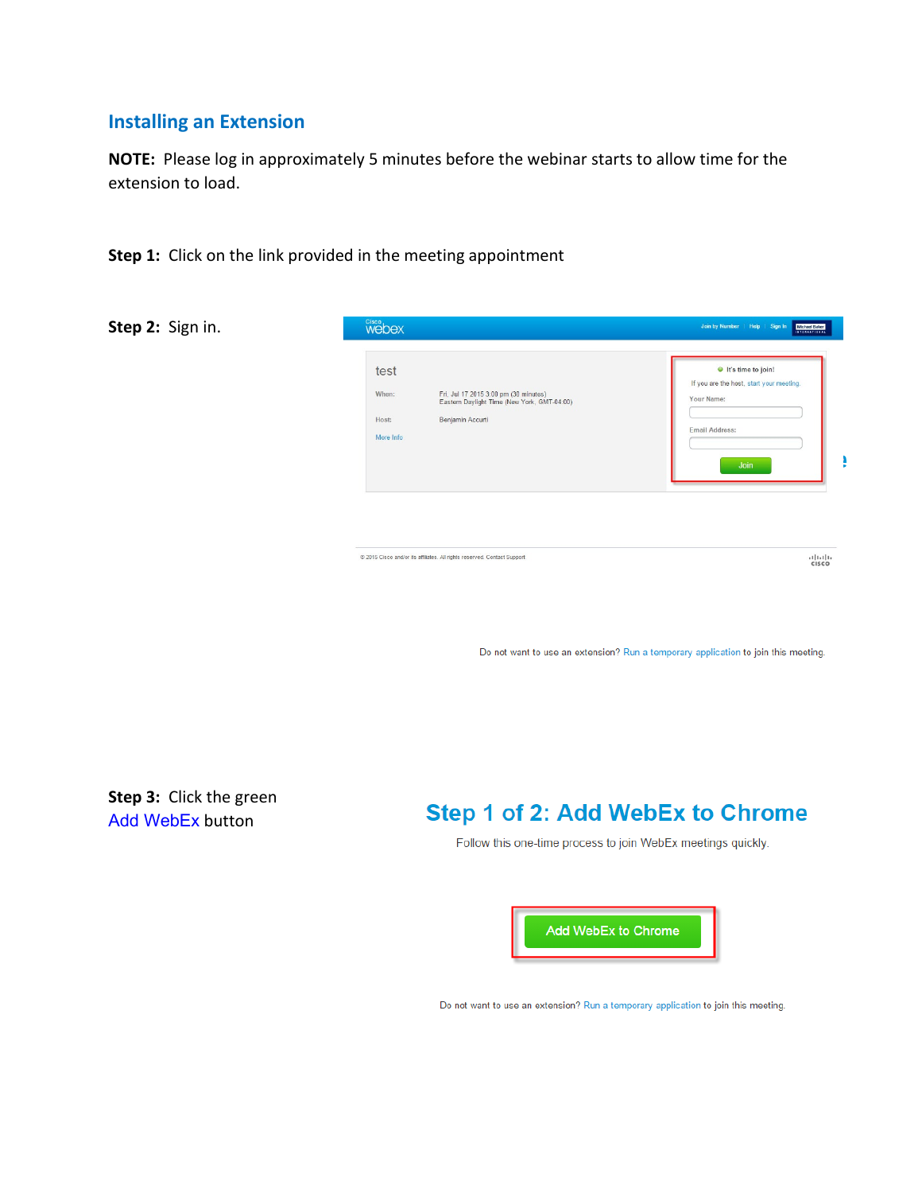## Installing an Extension

**NOTE:** Please log in approximately 5 minutes before the webinar starts to allow time for the extension to load.

**Step 1:** Click on the link provided in the meeting appointment

**Step 2:** Sign in.

Do not want to use an extension? Run a temporary application to join this meeting.

**Step 3:** Click the green Add WebEx button

## Step 1 of 2: Add WebEx to Chrome

Follow this one-time process to join WebEx meetings quickly.

Add WebEx to Chrome

Do not want to use an extension? Run a temporary application to join this meeting.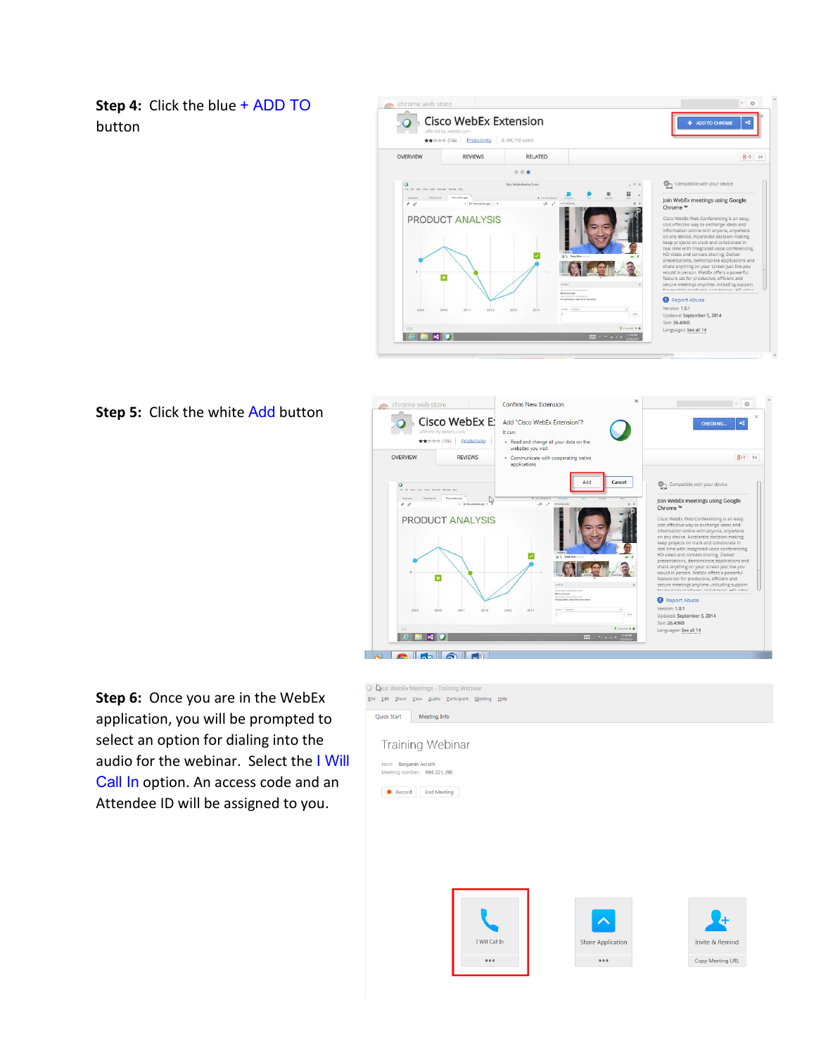**Step 4:** Click the blue + ADD TO button

**Step 5:** Click the white Add button

**Step 6:** Once you are in the WebEx application, you will be prompted to select an option for dialing into the audio for the webinar. Select the I Will Call In option. An access code and an Attendee ID will be assigned to you.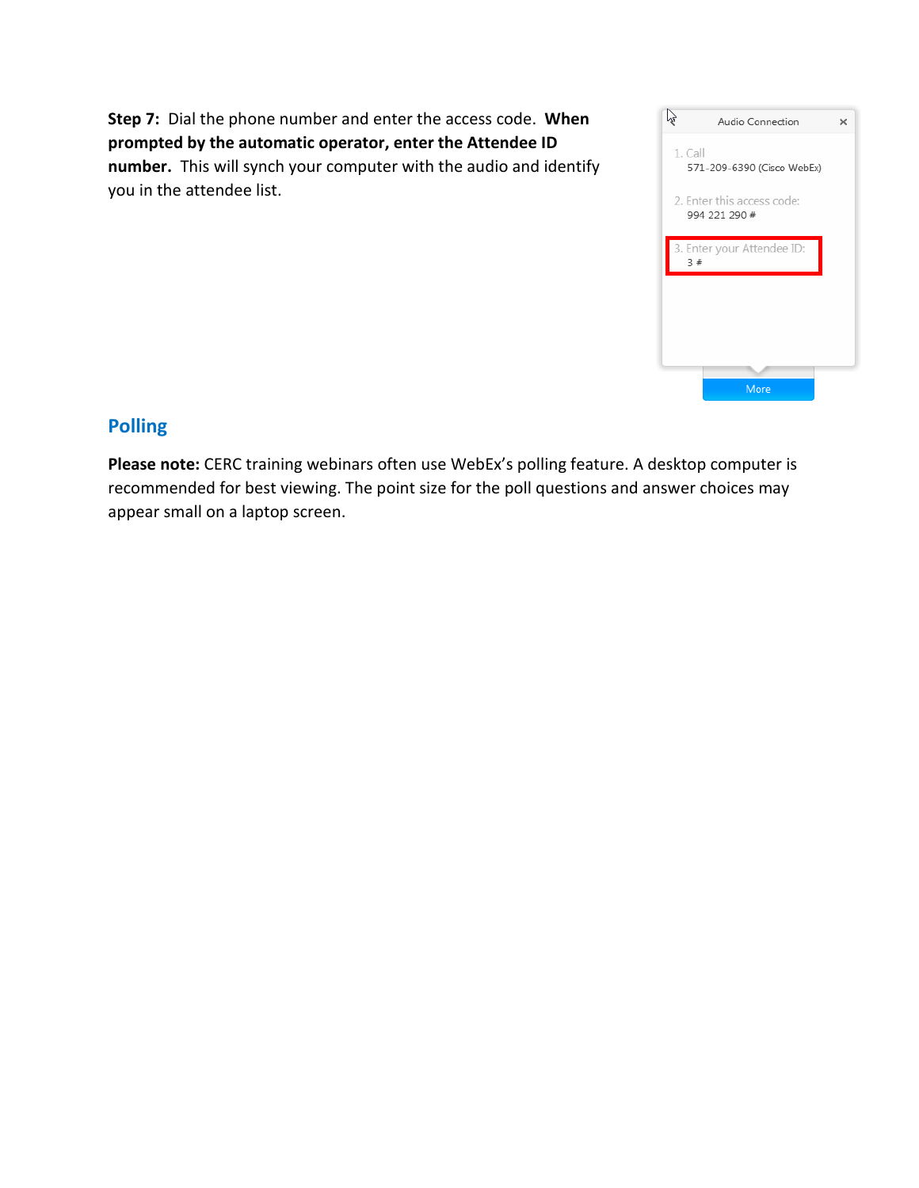**Step 7:** Dial the phone number and enter the access code. **When prompted by the automatic operator, enter the Attendee ID number.** This will synch your computer with the audio and identify you in the attendee list.

Audio Connection

1. Call
571-209-6390 (Cisco WebEx)

2. Enter this access code:
994 221 290 #

3. Enter your Attendee ID:
3 #

More

## Polling

**Please note:** CERC training webinars often use WebEx's polling feature. A desktop computer is recommended for best viewing. The point size for the poll questions and answer choices may appear small on a laptop screen.